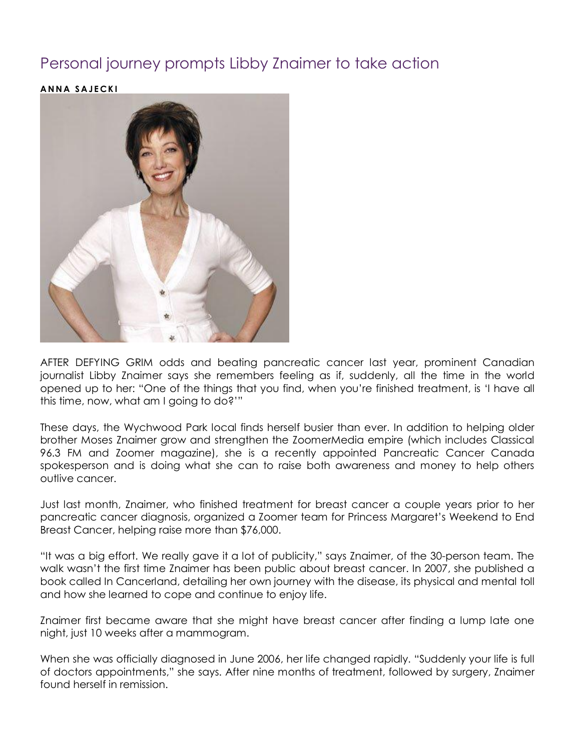# Personal journey prompts Libby Znaimer to take action

**ANNA SAJECKI**

AFTER DEFYING GRIM odds and beating pancreatic cancer last year, prominent Canadian journalist Libby Znaimer says she remembers feeling as if, suddenly, all the time in the world opened up to her: "One of the things that you find, when you're finished treatment, is 'I have all this time, now, what am I going to do?'"

These days, the Wychwood Park local finds herself busier than ever. In addition to helping older brother Moses Znaimer grow and strengthen the ZoomerMedia empire (which includes Classical 96.3 FM and Zoomer magazine), she is a recently appointed Pancreatic Cancer Canada spokesperson and is doing what she can to raise both awareness and money to help others outlive cancer.

Just last month, Znaimer, who finished treatment for breast cancer a couple years prior to her pancreatic cancer diagnosis, organized a Zoomer team for Princess Margaret's Weekend to End Breast Cancer, helping raise more than $76,000.

"It was a big effort. We really gave it a lot of publicity," says Znaimer, of the 30-person team. The walk wasn't the first time Znaimer has been public about breast cancer. In 2007, she published a book called In Cancerland, detailing her own journey with the disease, its physical and mental toll and how she learned to cope and continue to enjoy life.

Znaimer first became aware that she might have breast cancer after finding a lump late one night, just 10 weeks after a mammogram.

When she was officially diagnosed in June 2006, her life changed rapidly. "Suddenly your life is full of doctors appointments," she says. After nine months of treatment, followed by surgery, Znaimer found herself in remission.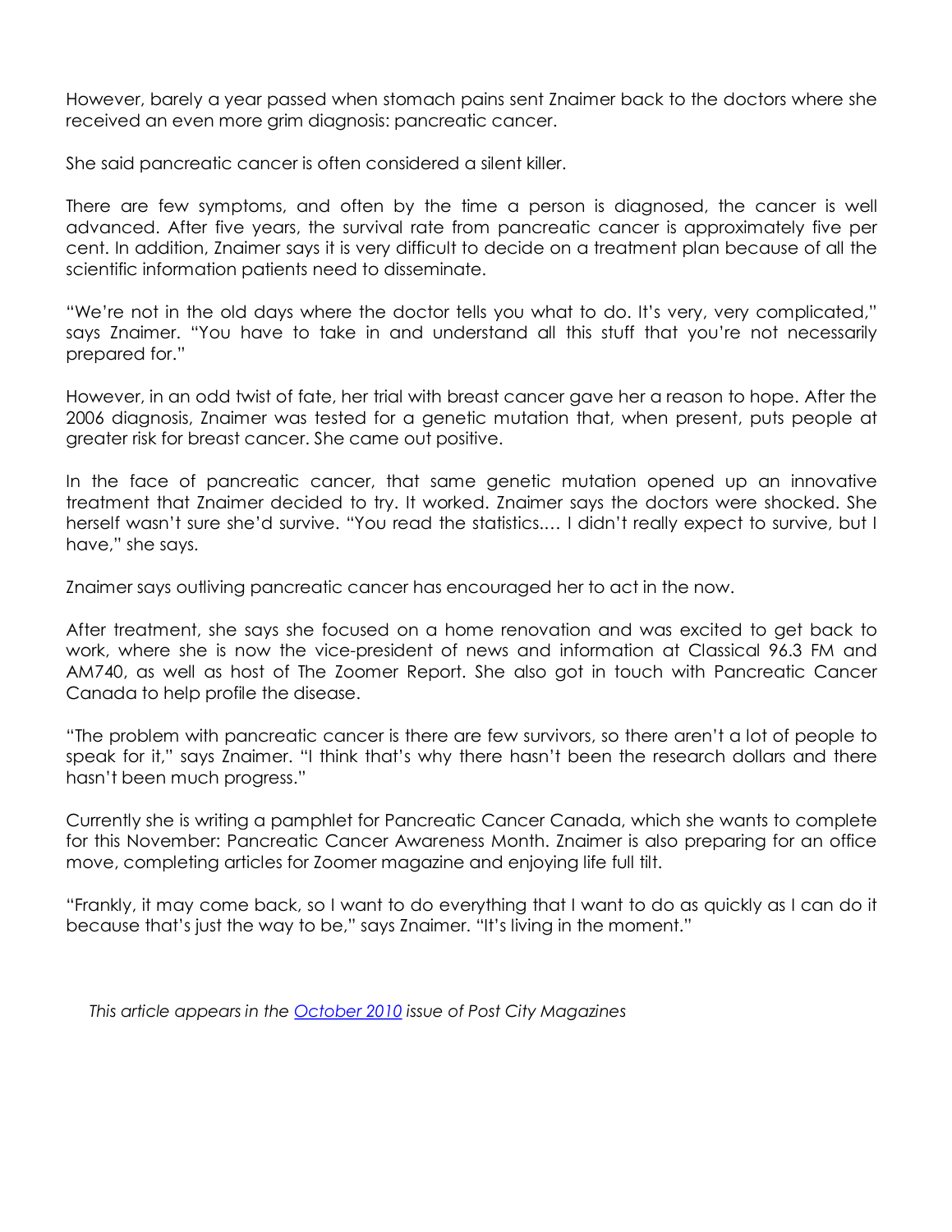However, barely a year passed when stomach pains sent Znaimer back to the doctors where she received an even more grim diagnosis: pancreatic cancer.

She said pancreatic cancer is often considered a silent killer.

There are few symptoms, and often by the time a person is diagnosed, the cancer is well advanced. After five years, the survival rate from pancreatic cancer is approximately five per cent. In addition, Znaimer says it is very difficult to decide on a treatment plan because of all the scientific information patients need to disseminate.

"We're not in the old days where the doctor tells you what to do. It's very, very complicated," says Znaimer. "You have to take in and understand all this stuff that you're not necessarily prepared for."

However, in an odd twist of fate, her trial with breast cancer gave her a reason to hope. After the 2006 diagnosis, Znaimer was tested for a genetic mutation that, when present, puts people at greater risk for breast cancer. She came out positive.

In the face of pancreatic cancer, that same genetic mutation opened up an innovative treatment that Znaimer decided to try. It worked. Znaimer says the doctors were shocked. She herself wasn't sure she'd survive. "You read the statistics…. I didn't really expect to survive, but I have," she says.

Znaimer says outliving pancreatic cancer has encouraged her to act in the now.

After treatment, she says she focused on a home renovation and was excited to get back to work, where she is now the vice-president of news and information at Classical 96.3 FM and AM740, as well as host of The Zoomer Report. She also got in touch with Pancreatic Cancer Canada to help profile the disease.

"The problem with pancreatic cancer is there are few survivors, so there aren't a lot of people to speak for it," says Znaimer. "I think that's why there hasn't been the research dollars and there hasn't been much progress."

Currently she is writing a pamphlet for Pancreatic Cancer Canada, which she wants to complete for this November: Pancreatic Cancer Awareness Month. Znaimer is also preparing for an office move, completing articles for Zoomer magazine and enjoying life full tilt.

"Frankly, it may come back, so I want to do everything that I want to do as quickly as I can do it because that's just the way to be," says Znaimer. "It's living in the moment."

*This article appears in the October 2010 issue of Post City Magazines*